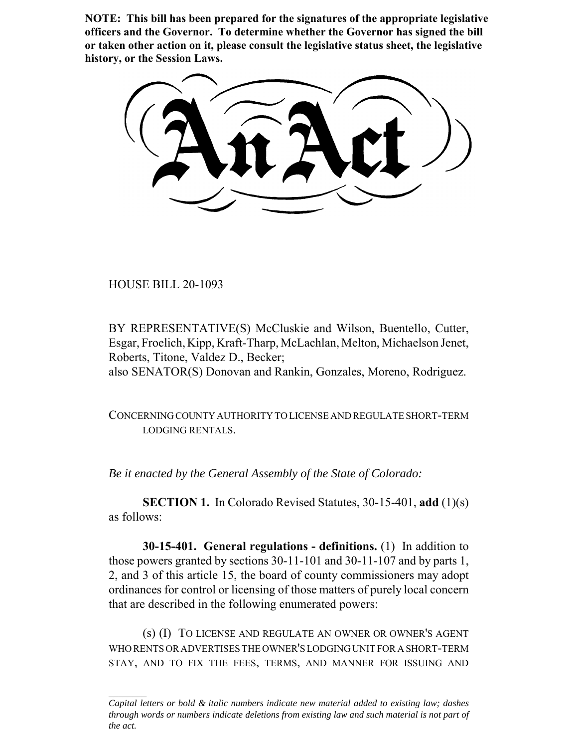**NOTE: This bill has been prepared for the signatures of the appropriate legislative officers and the Governor. To determine whether the Governor has signed the bill or taken other action on it, please consult the legislative status sheet, the legislative history, or the Session Laws.**

# An Act

HOUSE BILL 20-1093

BY REPRESENTATIVE(S) McCluskie and Wilson, Buentello, Cutter, Esgar, Froelich, Kipp, Kraft-Tharp, McLachlan, Melton, Michaelson Jenet, Roberts, Titone, Valdez D., Becker;
also SENATOR(S) Donovan and Rankin, Gonzales, Moreno, Rodriguez.

CONCERNING COUNTY AUTHORITY TO LICENSE AND REGULATE SHORT-TERM LODGING RENTALS.

*Be it enacted by the General Assembly of the State of Colorado:*

**SECTION 1.** In Colorado Revised Statutes, 30-15-401, **add** (1)(s) as follows:

**30-15-401. General regulations - definitions.** (1) In addition to those powers granted by sections 30-11-101 and 30-11-107 and by parts 1, 2, and 3 of this article 15, the board of county commissioners may adopt ordinances for control or licensing of those matters of purely local concern that are described in the following enumerated powers:

(s) (I) TO LICENSE AND REGULATE AN OWNER OR OWNER'S AGENT WHO RENTS OR ADVERTISES THE OWNER'S LODGING UNIT FOR A SHORT-TERM STAY, AND TO FIX THE FEES, TERMS, AND MANNER FOR ISSUING AND

---

*Capital letters or bold & italic numbers indicate new material added to existing law; dashes through words or numbers indicate deletions from existing law and such material is not part of the act.*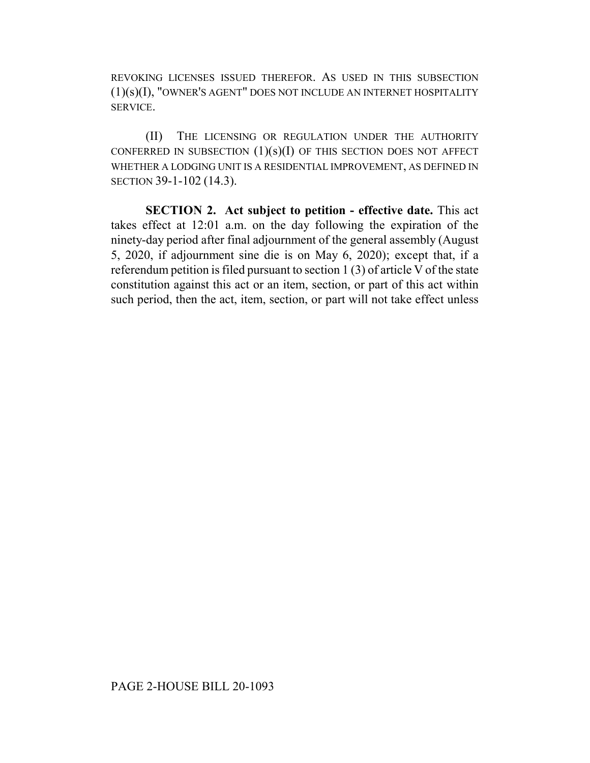REVOKING LICENSES ISSUED THEREFOR. AS USED IN THIS SUBSECTION (1)(s)(I), "OWNER'S AGENT" DOES NOT INCLUDE AN INTERNET HOSPITALITY SERVICE.

(II) THE LICENSING OR REGULATION UNDER THE AUTHORITY CONFERRED IN SUBSECTION (1)(s)(I) OF THIS SECTION DOES NOT AFFECT WHETHER A LODGING UNIT IS A RESIDENTIAL IMPROVEMENT, AS DEFINED IN SECTION 39-1-102 (14.3).

**SECTION 2. Act subject to petition - effective date.** This act takes effect at 12:01 a.m. on the day following the expiration of the ninety-day period after final adjournment of the general assembly (August 5, 2020, if adjournment sine die is on May 6, 2020); except that, if a referendum petition is filed pursuant to section 1 (3) of article V of the state constitution against this act or an item, section, or part of this act within such period, then the act, item, section, or part will not take effect unless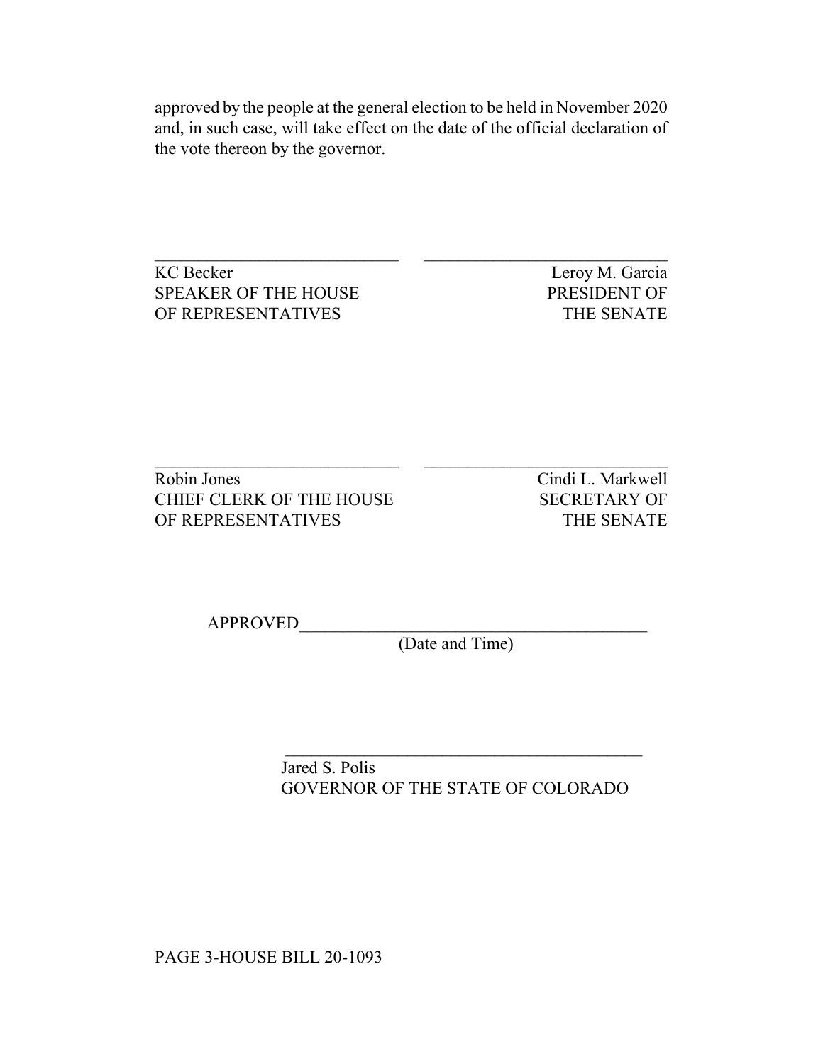approved by the people at the general election to be held in November 2020 and, in such case, will take effect on the date of the official declaration of the vote thereon by the governor.

| | |
|---|---|
| ____________________________ | ____________________________ |
| KC Becker | Leroy M. Garcia |
| SPEAKER OF THE HOUSE | PRESIDENT OF |
| OF REPRESENTATIVES | THE SENATE |

| | |
|---|---|
| ____________________________ | ____________________________ |
| Robin Jones | Cindi L. Markwell |
| CHIEF CLERK OF THE HOUSE | SECRETARY OF |
| OF REPRESENTATIVES | THE SENATE |

APPROVED________________________________________

(Date and Time)

_________________________________________

Jared S. Polis

GOVERNOR OF THE STATE OF COLORADO

PAGE 3-HOUSE BILL 20-1093